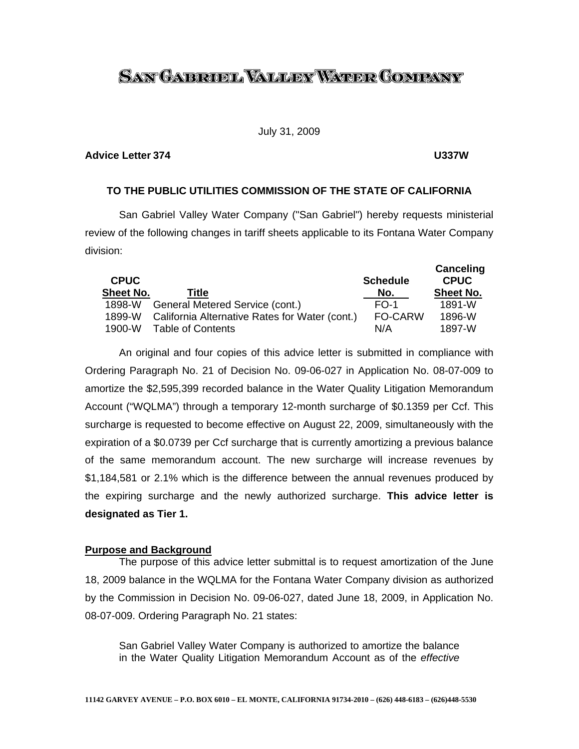# SAN GABRIEL VALLEY WATER COMPANY

July 31, 2009

**Advice Letter 374** **U337W**

**TO THE PUBLIC UTILITIES COMMISSION OF THE STATE OF CALIFORNIA**

San Gabriel Valley Water Company ("San Gabriel") hereby requests ministerial review of the following changes in tariff sheets applicable to its Fontana Water Company division:

| CPUC Sheet No. | Title | Schedule No. | Canceling CPUC Sheet No. |
|---|---|---|---|
| 1898-W | General Metered Service (cont.) | FO-1 | 1891-W |
| 1899-W | California Alternative Rates for Water (cont.) | FO-CARW | 1896-W |
| 1900-W | Table of Contents | N/A | 1897-W |

An original and four copies of this advice letter is submitted in compliance with Ordering Paragraph No. 21 of Decision No. 09-06-027 in Application No. 08-07-009 to amortize the $2,595,399 recorded balance in the Water Quality Litigation Memorandum Account ("WQLMA") through a temporary 12-month surcharge of $0.1359 per Ccf. This surcharge is requested to become effective on August 22, 2009, simultaneously with the expiration of a $0.0739 per Ccf surcharge that is currently amortizing a previous balance of the same memorandum account. The new surcharge will increase revenues by $1,184,581 or 2.1% which is the difference between the annual revenues produced by the expiring surcharge and the newly authorized surcharge. **This advice letter is designated as Tier 1.**

## Purpose and Background

The purpose of this advice letter submittal is to request amortization of the June 18, 2009 balance in the WQLMA for the Fontana Water Company division as authorized by the Commission in Decision No. 09-06-027, dated June 18, 2009, in Application No. 08-07-009. Ordering Paragraph No. 21 states:

> San Gabriel Valley Water Company is authorized to amortize the balance in the Water Quality Litigation Memorandum Account as of the *effective*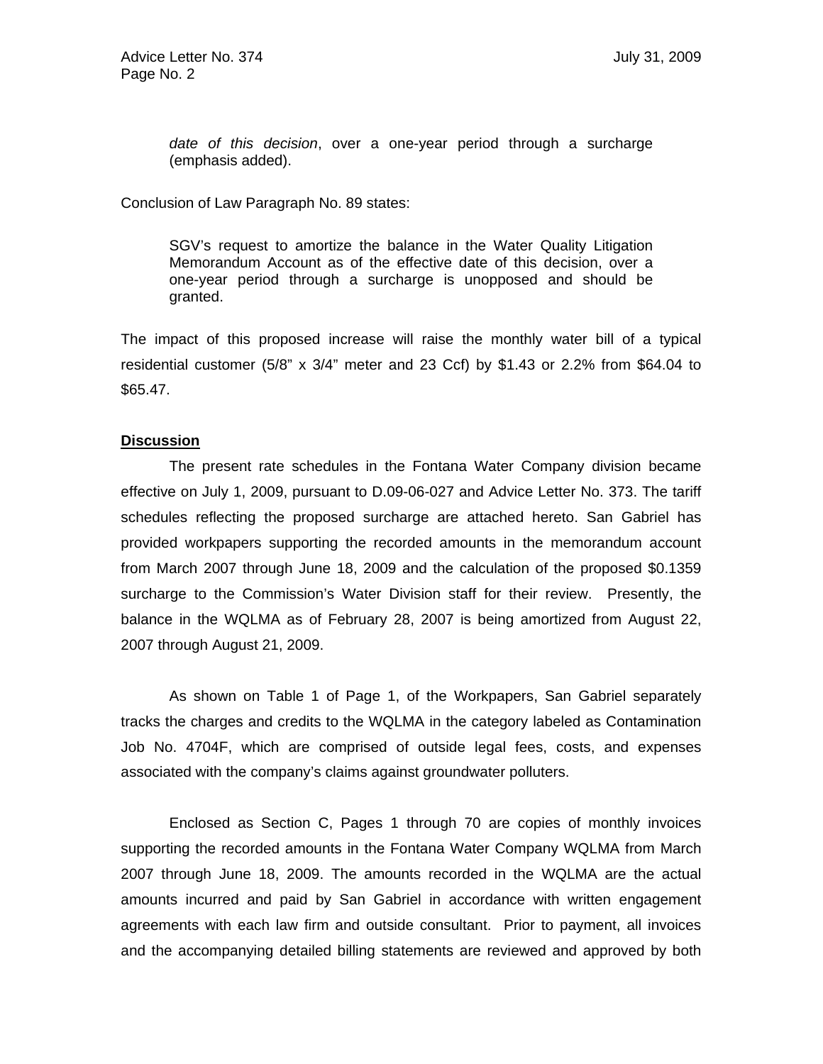> *date of this decision*, over a one-year period through a surcharge (emphasis added).

Conclusion of Law Paragraph No. 89 states:

> SGV's request to amortize the balance in the Water Quality Litigation Memorandum Account as of the effective date of this decision, over a one-year period through a surcharge is unopposed and should be granted.

The impact of this proposed increase will raise the monthly water bill of a typical residential customer (5/8" x 3/4" meter and 23 Ccf) by $1.43 or 2.2% from $64.04 to $65.47.

**Discussion**

The present rate schedules in the Fontana Water Company division became effective on July 1, 2009, pursuant to D.09-06-027 and Advice Letter No. 373. The tariff schedules reflecting the proposed surcharge are attached hereto. San Gabriel has provided workpapers supporting the recorded amounts in the memorandum account from March 2007 through June 18, 2009 and the calculation of the proposed $0.1359 surcharge to the Commission's Water Division staff for their review. Presently, the balance in the WQLMA as of February 28, 2007 is being amortized from August 22, 2007 through August 21, 2009.

As shown on Table 1 of Page 1, of the Workpapers, San Gabriel separately tracks the charges and credits to the WQLMA in the category labeled as Contamination Job No. 4704F, which are comprised of outside legal fees, costs, and expenses associated with the company's claims against groundwater polluters.

Enclosed as Section C, Pages 1 through 70 are copies of monthly invoices supporting the recorded amounts in the Fontana Water Company WQLMA from March 2007 through June 18, 2009. The amounts recorded in the WQLMA are the actual amounts incurred and paid by San Gabriel in accordance with written engagement agreements with each law firm and outside consultant. Prior to payment, all invoices and the accompanying detailed billing statements are reviewed and approved by both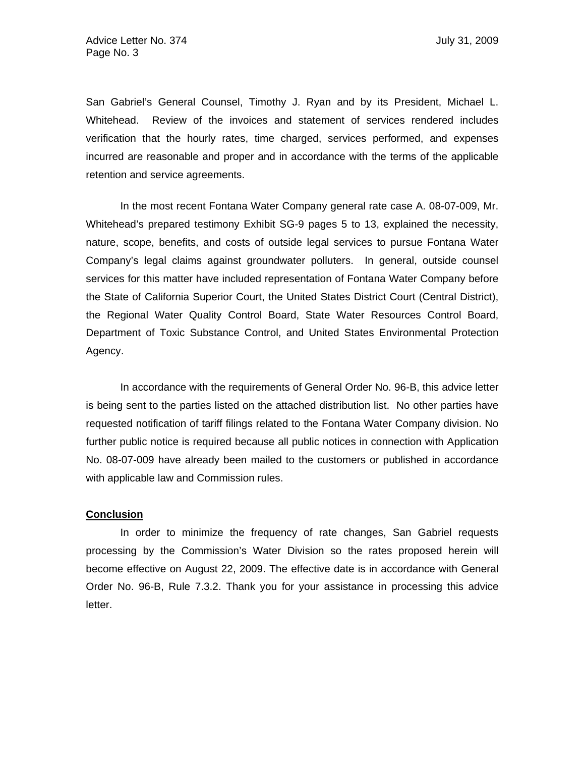San Gabriel's General Counsel, Timothy J. Ryan and by its President, Michael L. Whitehead. Review of the invoices and statement of services rendered includes verification that the hourly rates, time charged, services performed, and expenses incurred are reasonable and proper and in accordance with the terms of the applicable retention and service agreements.

In the most recent Fontana Water Company general rate case A. 08-07-009, Mr. Whitehead's prepared testimony Exhibit SG-9 pages 5 to 13, explained the necessity, nature, scope, benefits, and costs of outside legal services to pursue Fontana Water Company's legal claims against groundwater polluters. In general, outside counsel services for this matter have included representation of Fontana Water Company before the State of California Superior Court, the United States District Court (Central District), the Regional Water Quality Control Board, State Water Resources Control Board, Department of Toxic Substance Control, and United States Environmental Protection Agency.

In accordance with the requirements of General Order No. 96-B, this advice letter is being sent to the parties listed on the attached distribution list. No other parties have requested notification of tariff filings related to the Fontana Water Company division. No further public notice is required because all public notices in connection with Application No. 08-07-009 have already been mailed to the customers or published in accordance with applicable law and Commission rules.

**Conclusion**

In order to minimize the frequency of rate changes, San Gabriel requests processing by the Commission's Water Division so the rates proposed herein will become effective on August 22, 2009. The effective date is in accordance with General Order No. 96-B, Rule 7.3.2. Thank you for your assistance in processing this advice letter.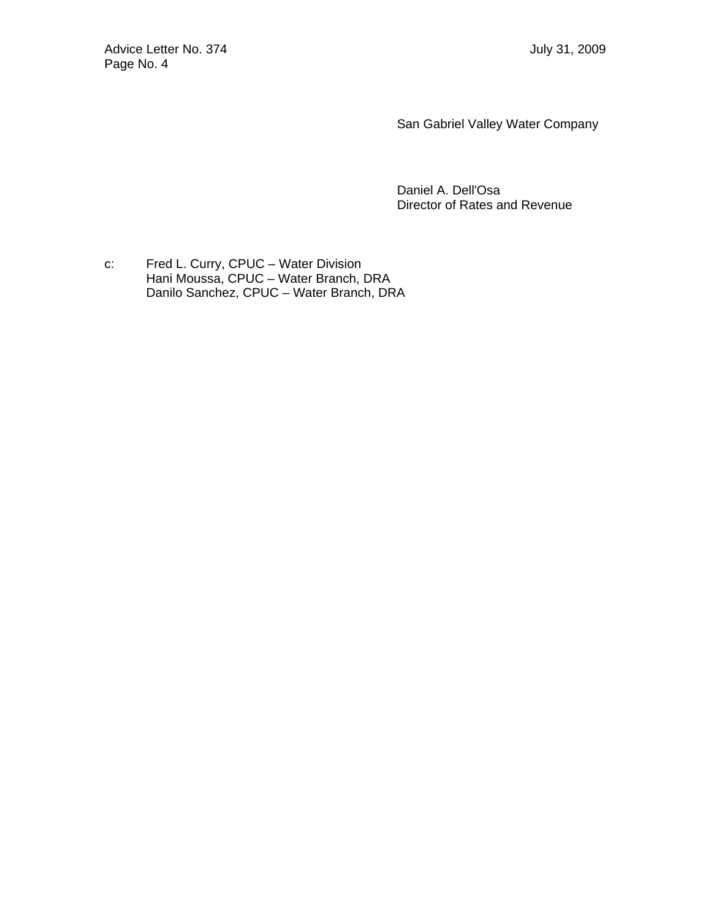San Gabriel Valley Water Company

Daniel A. Dell'Osa
Director of Rates and Revenue

c: Fred L. Curry, CPUC – Water Division
Hani Moussa, CPUC – Water Branch, DRA
Danilo Sanchez, CPUC – Water Branch, DRA